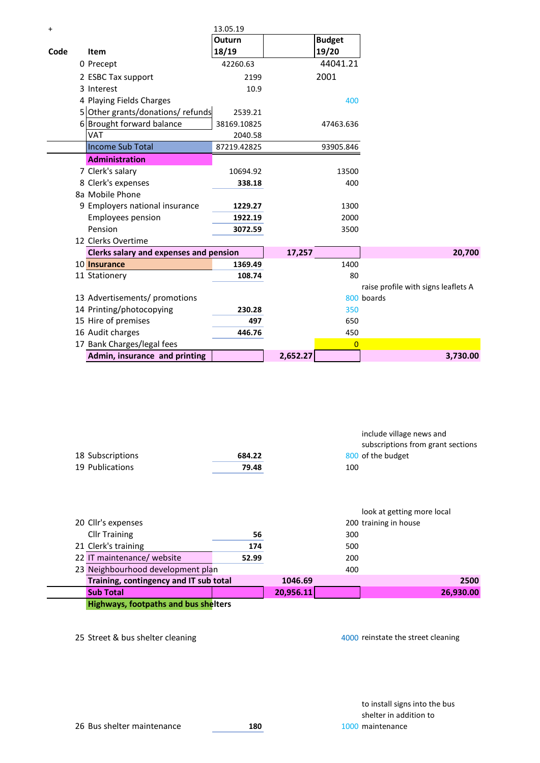+

| Code | Item | Outurn 18/19 | | Budget 19/20 | |
|---|---|---|---|---|---|
| | | 13.05.19 | | | |
| 0 | Precept | 42260.63 | | 44041.21 | |
| 2 | ESBC Tax support | 2199 | | 2001 | |
| 3 | Interest | 10.9 | | | |
| 4 | Playing Fields Charges | | | 400 | |
| 5 | Other grants/donations/ refunds | 2539.21 | | | |
| 6 | Brought forward balance | 38169.10825 | | 47463.636 | |
| | VAT | 2040.58 | | | |
| | **Income Sub Total** | 87219.42825 | | 93905.846 | |
| | **Administration** | | | | |
| 7 | Clerk's salary | 10694.92 | | 13500 | |
| 8 | Clerk's expenses | **338.18** | | 400 | |
| 8a | Mobile Phone | | | | |
| 9 | Employers national insurance | **1229.27** | | 1300 | |
| | Employees pension | **1922.19** | | 2000 | |
| | Pension | **3072.59** | | 3500 | |
| 12 | Clerks Overtime | | | | |
| | **Clerks salary and expenses and pension** | | **17,257** | | **20,700** |
| 10 | **Insurance** | **1369.49** | | 1400 | |
| 11 | Stationery | **108.74** | | 80 | |
| 13 | Advertisements/ promotions | | | 800 | raise profile with signs leaflets A boards |
| 14 | Printing/photocopying | **230.28** | | 350 | |
| 15 | Hire of premises | **497** | | 650 | |
| 16 | Audit charges | **446.76** | | 450 | |
| 17 | Bank Charges/legal fees | | | 0 | |
| | **Admin, insurance and printing** | | **2,652.27** | | **3,730.00** |
| 18 | Subscriptions | **684.22** | | 800 | include village news and subscriptions from grant sections of the budget |
| 19 | Publications | **79.48** | | 100 | |
| 20 | Cllr's expenses | | | 200 | look at getting more local training in house |
| | Cllr Training | **56** | | 300 | |
| 21 | Clerk's training | **174** | | 500 | |
| 22 | IT maintenance/ website | **52.99** | | 200 | |
| 23 | Neighbourhood development plan | | | 400 | |
| | **Training, contingency and IT sub total** | | **1046.69** | | **2500** |
| | **Sub Total** | | **20,956.11** | | **26,930.00** |
| | **Highways, footpaths and bus shelters** | | | | |
| 25 | Street & bus shelter cleaning | | | 4000 | reinstate the street cleaning |
| 26 | Bus shelter maintenance | **180** | | 1000 | to install signs into the bus shelter in addition to maintenance |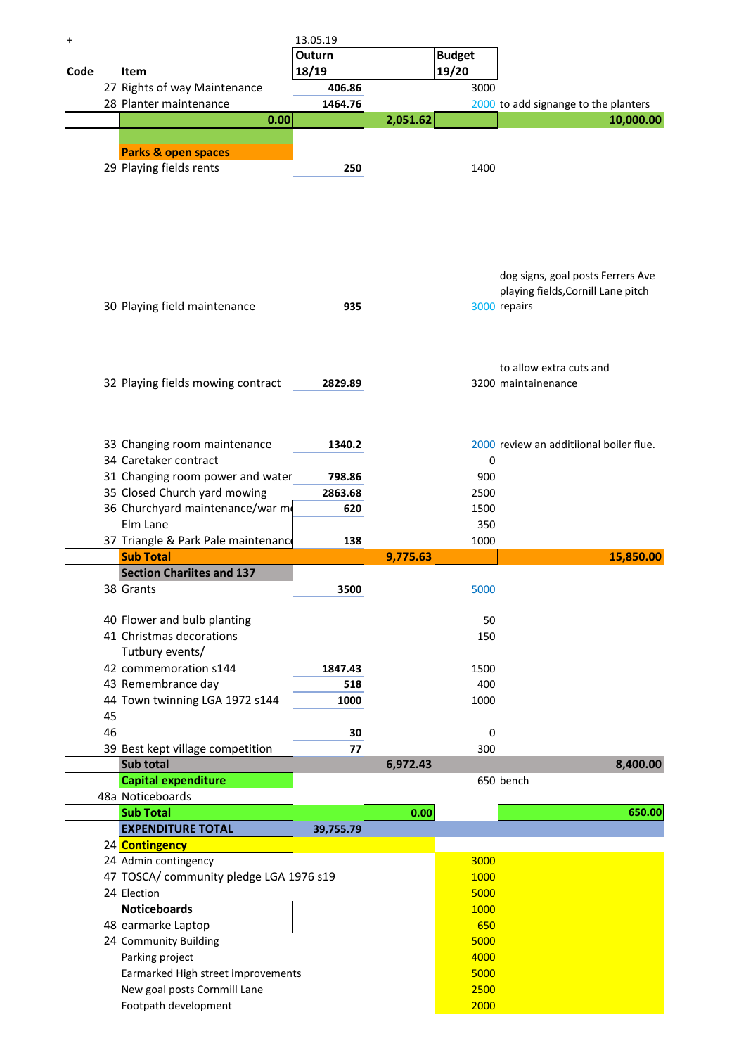| + | | 13.05.19 | | | | |
|---|---|---|---|---|---|---|
| **Code** | **Item** | **Outurn 18/19** | | **Budget 19/20** | | |
| 27 | Rights of way Maintenance | **406.86** | | 3000 | | |
| 28 | Planter maintenance | **1464.76** | | 2000 | to add signange to the planters | |
| | **0.00** | | **2,051.62** | | | **10,000.00** |
| | **Parks & open spaces** | | | | | |
| 29 | Playing fields rents | **250** | | 1400 | | |
| 30 | Playing field maintenance | **935** | | 3000 | dog signs, goal posts Ferrers Ave playing fields,Cornill Lane pitch repairs | |
| 32 | Playing fields mowing contract | **2829.89** | | 3200 | to allow extra cuts and maintainenance | |
| 33 | Changing room maintenance | **1340.2** | | 2000 | review an additiional boiler flue. | |
| 34 | Caretaker contract | | | 0 | | |
| 31 | Changing room power and water | **798.86** | | 900 | | |
| 35 | Closed Church yard mowing | **2863.68** | | 2500 | | |
| 36 | Churchyard maintenance/war me | **620** | | 1500 | | |
| | Elm Lane | | | 350 | | |
| 37 | Triangle & Park Pale maintenance | **138** | | 1000 | | |
| | **Sub Total** | | **9,775.63** | | | **15,850.00** |
| | **Section Chariites and 137** | | | | | |
| 38 | Grants | **3500** | | 5000 | | |
| 40 | Flower and bulb planting | | | 50 | | |
| 41 | Christmas decorations | | | 150 | | |
| 42 | Tutbury events/ commemoration s144 | **1847.43** | | 1500 | | |
| 43 | Remembrance day | **518** | | 400 | | |
| 44 | Town twinning LGA 1972 s144 | **1000** | | 1000 | | |
| 45 | | | | | | |
| 46 | | **30** | | 0 | | |
| 39 | Best kept village competition | **77** | | 300 | | |
| | **Sub total** | | **6,972.43** | | | **8,400.00** |
| | **Capital expenditure** | | | 650 | bench | |
| 48a | Noticeboards | | | | | |
| | **Sub Total** | | **0.00** | | | **650.00** |
| | **EXPENDITURE TOTAL** | **39,755.79** | | | | |
| 24 | **Contingency** | | | | | |
| 24 | Admin contingency | | | 3000 | | |
| 47 | TOSCA/ community pledge LGA 1976 s19 | | | 1000 | | |
| 24 | Election | | | 5000 | | |
| | **Noticeboards** | | | 1000 | | |
| 48 | earmarke Laptop | | | 650 | | |
| 24 | Community Building | | | 5000 | | |
| | Parking project | | | 4000 | | |
| | Earmarked High street improvements | | | 5000 | | |
| | New goal posts Cornmill Lane | | | 2500 | | |
| | Footpath development | | | 2000 | | |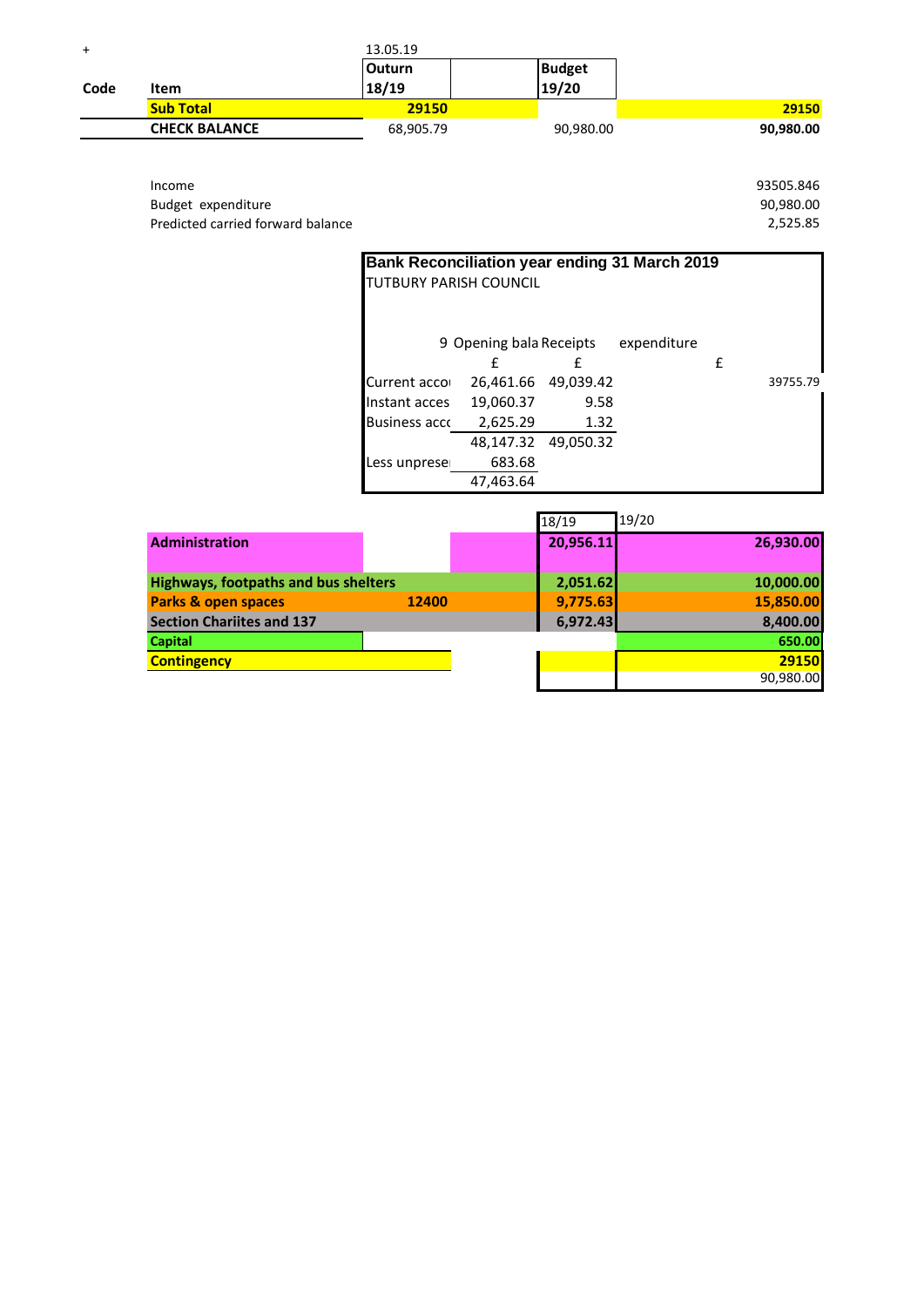| + | | 13.05.19 | | | |
|---|---|---|---|---|---|
| **Code** | **Item** | **Outurn 18/19** | | **Budget 19/20** | |
| | **Sub Total** | **29150** | | | **29150** |
| | **CHECK BALANCE** | 68,905.79 | | 90,980.00 | **90,980.00** |

| | |
|---|---|
| Income | 93505.846 |
| Budget expenditure | 90,980.00 |
| Predicted carried forward balance | 2,525.85 |

**Bank Reconciliation year ending 31 March 2019**

TUTBURY PARISH COUNCIL

| | 9 Opening bala | Receipts | expenditure | |
|---|---|---|---|---|
| | £ | £ | £ | |
| Current acco | 26,461.66 | 49,039.42 | | 39755.79 |
| Instant acces | 19,060.37 | 9.58 | | |
| Business acc | 2,625.29 | 1.32 | | |
| | 48,147.32 | 49,050.32 | | |
| Less unprese | 683.68 | | | |
| | 47,463.64 | | | |

| | | | 18/19 | 19/20 |
|---|---|---|---|---|
| **Administration** | | | **20,956.11** | **26,930.00** |
| **Highways, footpaths and bus shelters** | | | **2,051.62** | **10,000.00** |
| **Parks & open spaces** | **12400** | | **9,775.63** | **15,850.00** |
| **Section Chariites and 137** | | | **6,972.43** | **8,400.00** |
| **Capital** | | | | **650.00** |
| **Contingency** | | | | **29150** |
| | | | | 90,980.00 |